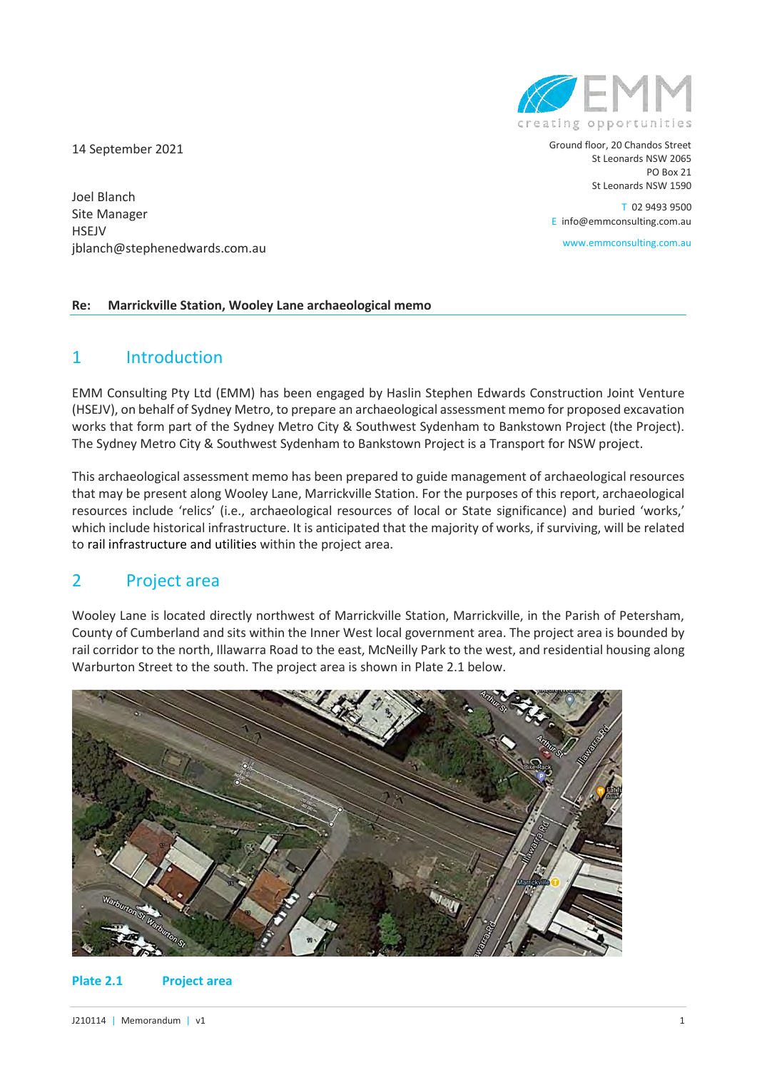14 September 2021

Joel Blanch
Site Manager
HSEJV
jblanch@stephenedwards.com.au

Ground floor, 20 Chandos Street
St Leonards NSW 2065
PO Box 21
St Leonards NSW 1590

T 02 9493 9500
E info@emmconsulting.com.au
www.emmconsulting.com.au

**Re: Marrickville Station, Wooley Lane archaeological memo**

## 1 Introduction

EMM Consulting Pty Ltd (EMM) has been engaged by Haslin Stephen Edwards Construction Joint Venture (HSEJV), on behalf of Sydney Metro, to prepare an archaeological assessment memo for proposed excavation works that form part of the Sydney Metro City & Southwest Sydenham to Bankstown Project (the Project). The Sydney Metro City & Southwest Sydenham to Bankstown Project is a Transport for NSW project.

This archaeological assessment memo has been prepared to guide management of archaeological resources that may be present along Wooley Lane, Marrickville Station. For the purposes of this report, archaeological resources include 'relics' (i.e., archaeological resources of local or State significance) and buried 'works,' which include historical infrastructure. It is anticipated that the majority of works, if surviving, will be related to rail infrastructure and utilities within the project area.

## 2 Project area

Wooley Lane is located directly northwest of Marrickville Station, Marrickville, in the Parish of Petersham, County of Cumberland and sits within the Inner West local government area. The project area is bounded by rail corridor to the north, Illawarra Road to the east, McNeilly Park to the west, and residential housing along Warburton Street to the south. The project area is shown in Plate 2.1 below.

**Plate 2.1 Project area**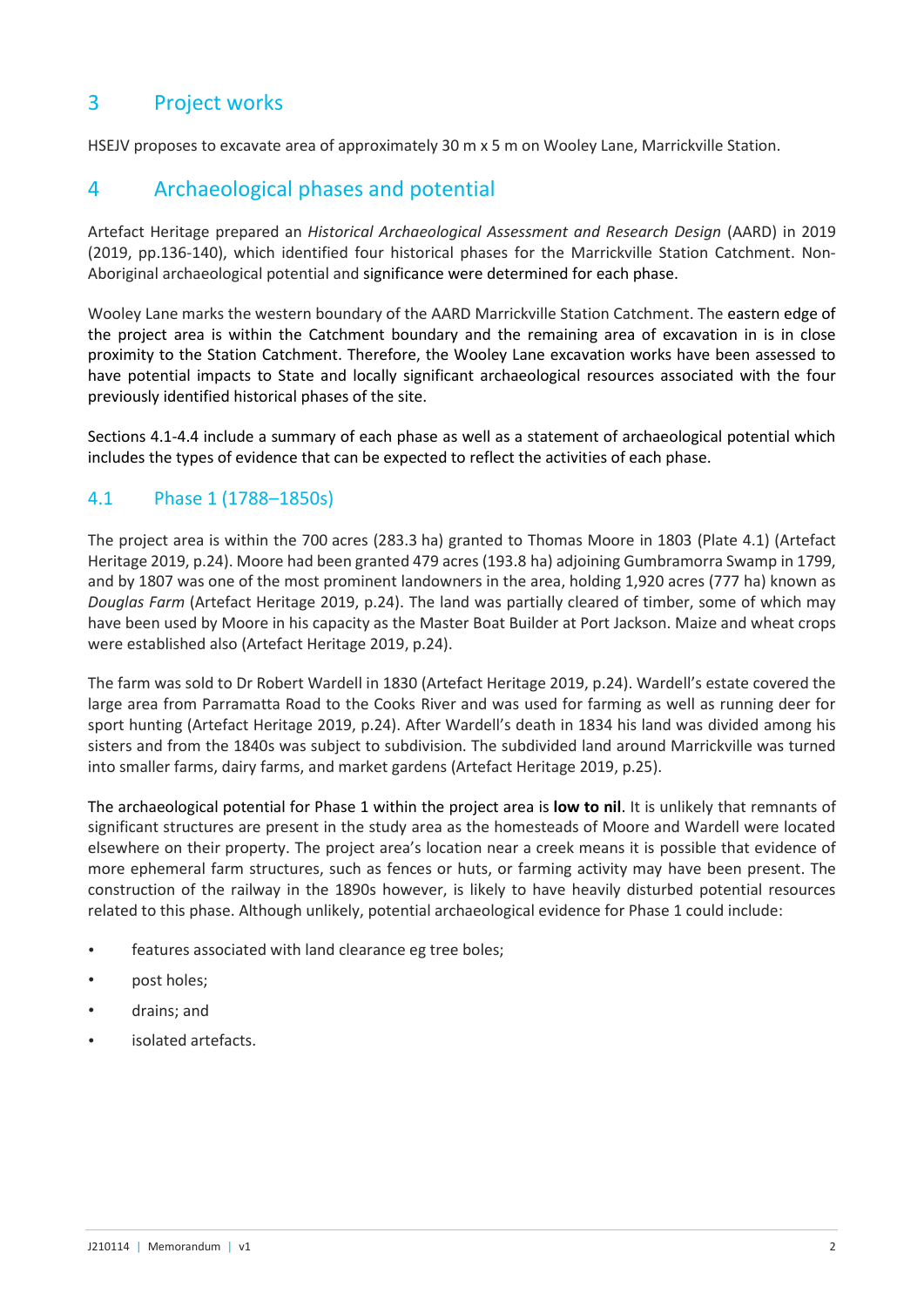# 3 Project works

HSEJV proposes to excavate area of approximately 30 m x 5 m on Wooley Lane, Marrickville Station.

# 4 Archaeological phases and potential

Artefact Heritage prepared an *Historical Archaeological Assessment and Research Design* (AARD) in 2019 (2019, pp.136-140), which identified four historical phases for the Marrickville Station Catchment. Non-Aboriginal archaeological potential and significance were determined for each phase.

Wooley Lane marks the western boundary of the AARD Marrickville Station Catchment. The eastern edge of the project area is within the Catchment boundary and the remaining area of excavation in is in close proximity to the Station Catchment. Therefore, the Wooley Lane excavation works have been assessed to have potential impacts to State and locally significant archaeological resources associated with the four previously identified historical phases of the site.

Sections 4.1-4.4 include a summary of each phase as well as a statement of archaeological potential which includes the types of evidence that can be expected to reflect the activities of each phase.

## 4.1 Phase 1 (1788–1850s)

The project area is within the 700 acres (283.3 ha) granted to Thomas Moore in 1803 (Plate 4.1) (Artefact Heritage 2019, p.24). Moore had been granted 479 acres (193.8 ha) adjoining Gumbramorra Swamp in 1799, and by 1807 was one of the most prominent landowners in the area, holding 1,920 acres (777 ha) known as *Douglas Farm* (Artefact Heritage 2019, p.24). The land was partially cleared of timber, some of which may have been used by Moore in his capacity as the Master Boat Builder at Port Jackson. Maize and wheat crops were established also (Artefact Heritage 2019, p.24).

The farm was sold to Dr Robert Wardell in 1830 (Artefact Heritage 2019, p.24). Wardell's estate covered the large area from Parramatta Road to the Cooks River and was used for farming as well as running deer for sport hunting (Artefact Heritage 2019, p.24). After Wardell's death in 1834 his land was divided among his sisters and from the 1840s was subject to subdivision. The subdivided land around Marrickville was turned into smaller farms, dairy farms, and market gardens (Artefact Heritage 2019, p.25).

The archaeological potential for Phase 1 within the project area is **low to nil**. It is unlikely that remnants of significant structures are present in the study area as the homesteads of Moore and Wardell were located elsewhere on their property. The project area's location near a creek means it is possible that evidence of more ephemeral farm structures, such as fences or huts, or farming activity may have been present. The construction of the railway in the 1890s however, is likely to have heavily disturbed potential resources related to this phase. Although unlikely, potential archaeological evidence for Phase 1 could include:

- features associated with land clearance eg tree boles;
- post holes;
- drains; and
- isolated artefacts.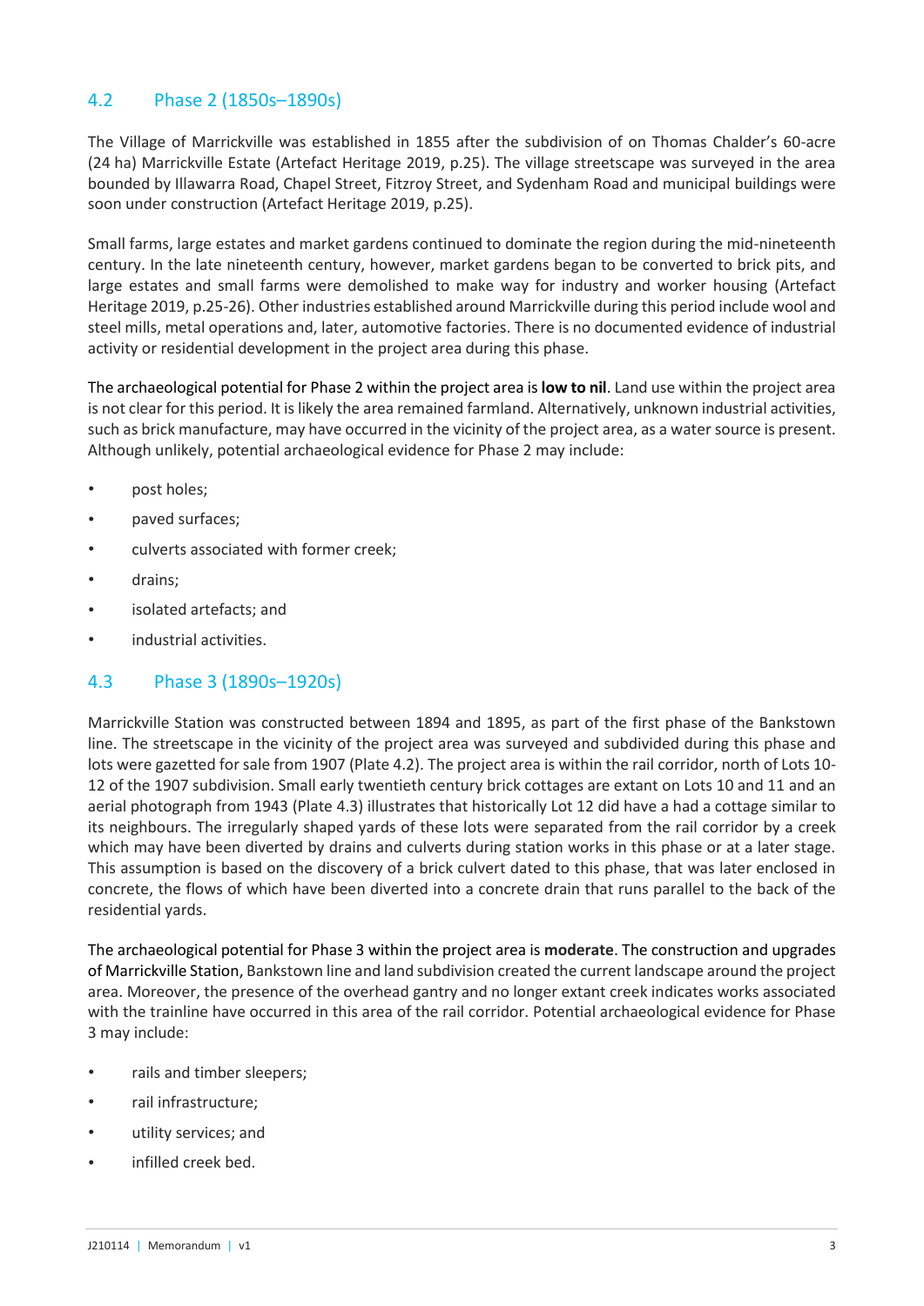## 4.2 Phase 2 (1850s–1890s)

The Village of Marrickville was established in 1855 after the subdivision of on Thomas Chalder's 60-acre (24 ha) Marrickville Estate (Artefact Heritage 2019, p.25). The village streetscape was surveyed in the area bounded by Illawarra Road, Chapel Street, Fitzroy Street, and Sydenham Road and municipal buildings were soon under construction (Artefact Heritage 2019, p.25).

Small farms, large estates and market gardens continued to dominate the region during the mid-nineteenth century. In the late nineteenth century, however, market gardens began to be converted to brick pits, and large estates and small farms were demolished to make way for industry and worker housing (Artefact Heritage 2019, p.25-26). Other industries established around Marrickville during this period include wool and steel mills, metal operations and, later, automotive factories. There is no documented evidence of industrial activity or residential development in the project area during this phase.

The archaeological potential for Phase 2 within the project area is **low to nil**. Land use within the project area is not clear for this period. It is likely the area remained farmland. Alternatively, unknown industrial activities, such as brick manufacture, may have occurred in the vicinity of the project area, as a water source is present. Although unlikely, potential archaeological evidence for Phase 2 may include:

- post holes;
- paved surfaces;
- culverts associated with former creek;
- drains;
- isolated artefacts; and
- industrial activities.

## 4.3 Phase 3 (1890s–1920s)

Marrickville Station was constructed between 1894 and 1895, as part of the first phase of the Bankstown line. The streetscape in the vicinity of the project area was surveyed and subdivided during this phase and lots were gazetted for sale from 1907 (Plate 4.2). The project area is within the rail corridor, north of Lots 10-12 of the 1907 subdivision. Small early twentieth century brick cottages are extant on Lots 10 and 11 and an aerial photograph from 1943 (Plate 4.3) illustrates that historically Lot 12 did have a had a cottage similar to its neighbours. The irregularly shaped yards of these lots were separated from the rail corridor by a creek which may have been diverted by drains and culverts during station works in this phase or at a later stage. This assumption is based on the discovery of a brick culvert dated to this phase, that was later enclosed in concrete, the flows of which have been diverted into a concrete drain that runs parallel to the back of the residential yards.

The archaeological potential for Phase 3 within the project area is **moderate**. The construction and upgrades of Marrickville Station, Bankstown line and land subdivision created the current landscape around the project area. Moreover, the presence of the overhead gantry and no longer extant creek indicates works associated with the trainline have occurred in this area of the rail corridor. Potential archaeological evidence for Phase 3 may include:

- rails and timber sleepers;
- rail infrastructure;
- utility services; and
- infilled creek bed.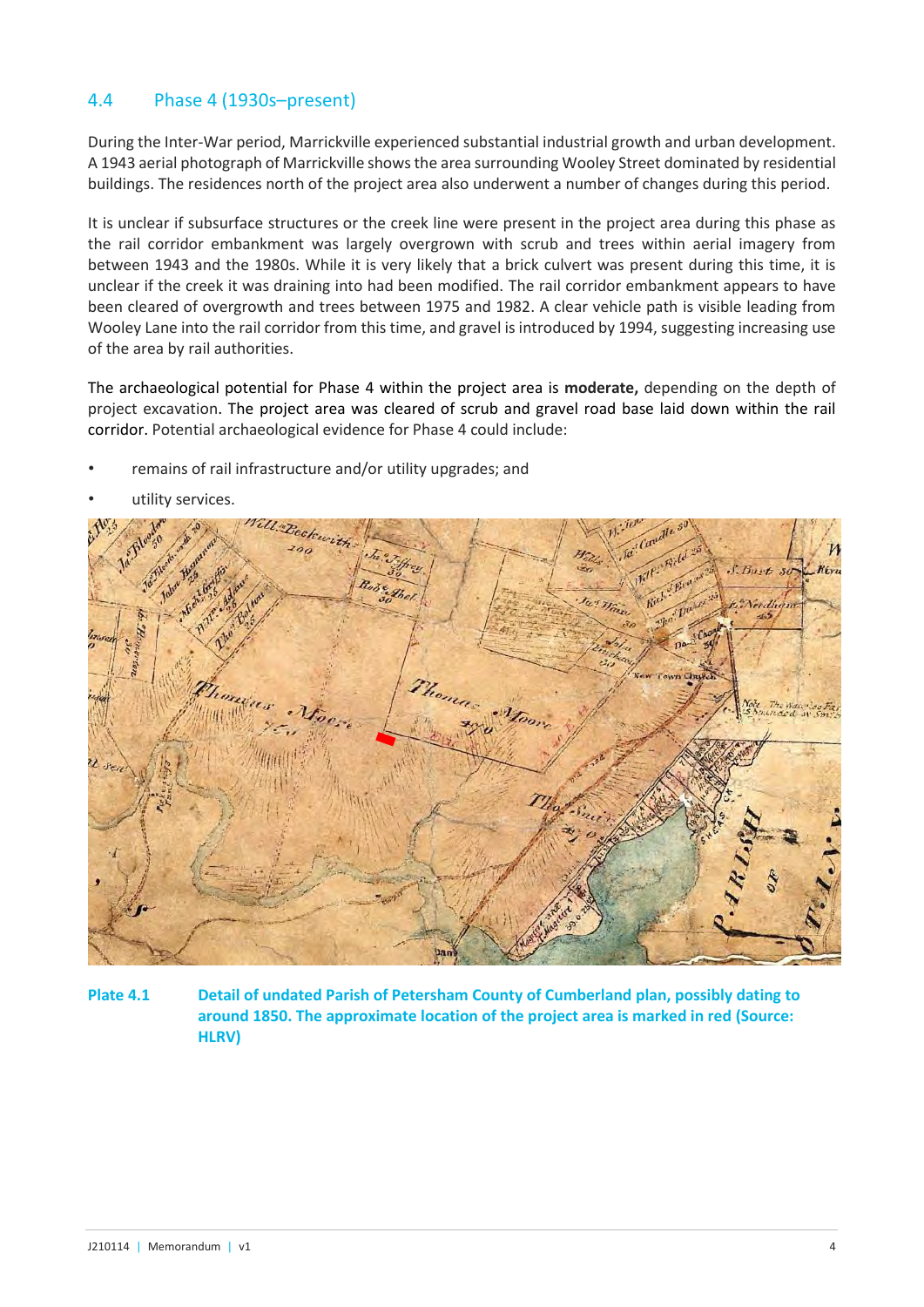## 4.4 Phase 4 (1930s–present)

During the Inter-War period, Marrickville experienced substantial industrial growth and urban development. A 1943 aerial photograph of Marrickville shows the area surrounding Wooley Street dominated by residential buildings. The residences north of the project area also underwent a number of changes during this period.

It is unclear if subsurface structures or the creek line were present in the project area during this phase as the rail corridor embankment was largely overgrown with scrub and trees within aerial imagery from between 1943 and the 1980s. While it is very likely that a brick culvert was present during this time, it is unclear if the creek it was draining into had been modified. The rail corridor embankment appears to have been cleared of overgrowth and trees between 1975 and 1982. A clear vehicle path is visible leading from Wooley Lane into the rail corridor from this time, and gravel is introduced by 1994, suggesting increasing use of the area by rail authorities.

The archaeological potential for Phase 4 within the project area is **moderate,** depending on the depth of project excavation. The project area was cleared of scrub and gravel road base laid down within the rail corridor. Potential archaeological evidence for Phase 4 could include:

- remains of rail infrastructure and/or utility upgrades; and
- utility services.

**Plate 4.1** **Detail of undated Parish of Petersham County of Cumberland plan, possibly dating to around 1850. The approximate location of the project area is marked in red (Source: HLRV)**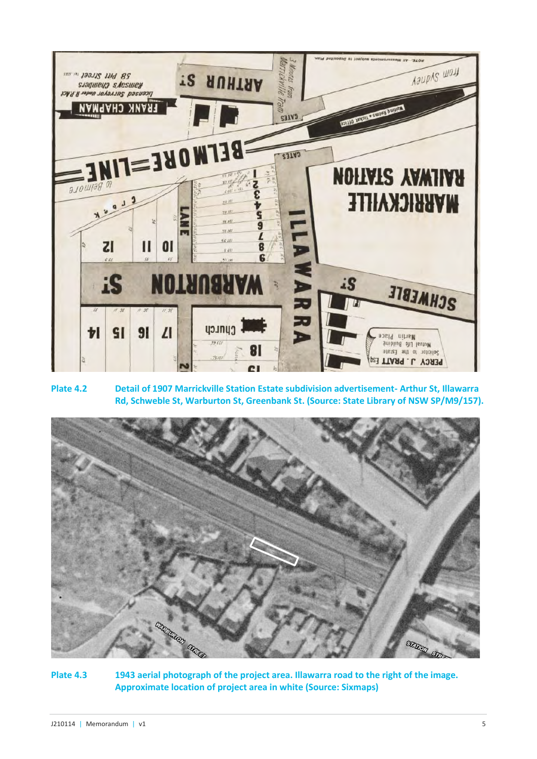Plate 4.2 Detail of 1907 Marrickville Station Estate subdivision advertisement- Arthur St, Illawarra Rd, Schweble St, Warburton St, Greenbank St. (Source: State Library of NSW SP/M9/157).

Plate 4.3 1943 aerial photograph of the project area. Illawarra road to the right of the image. Approximate location of project area in white (Source: Sixmaps)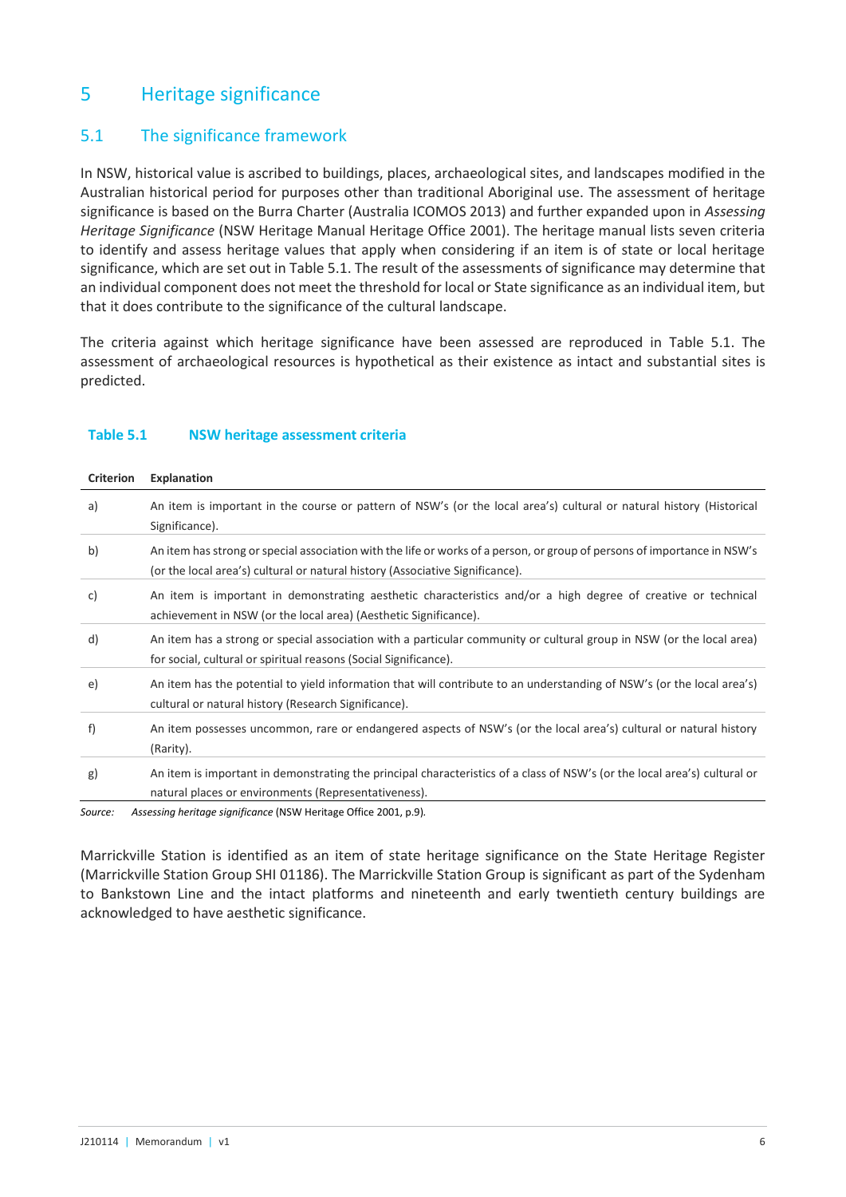# 5 Heritage significance

## 5.1 The significance framework

In NSW, historical value is ascribed to buildings, places, archaeological sites, and landscapes modified in the Australian historical period for purposes other than traditional Aboriginal use. The assessment of heritage significance is based on the Burra Charter (Australia ICOMOS 2013) and further expanded upon in *Assessing Heritage Significance* (NSW Heritage Manual Heritage Office 2001). The heritage manual lists seven criteria to identify and assess heritage values that apply when considering if an item is of state or local heritage significance, which are set out in Table 5.1. The result of the assessments of significance may determine that an individual component does not meet the threshold for local or State significance as an individual item, but that it does contribute to the significance of the cultural landscape.

The criteria against which heritage significance have been assessed are reproduced in Table 5.1. The assessment of archaeological resources is hypothetical as their existence as intact and substantial sites is predicted.

**Table 5.1 NSW heritage assessment criteria**

| Criterion | Explanation |
|---|---|
| a) | An item is important in the course or pattern of NSW's (or the local area's) cultural or natural history (Historical Significance). |
| b) | An item has strong or special association with the life or works of a person, or group of persons of importance in NSW's (or the local area's) cultural or natural history (Associative Significance). |
| c) | An item is important in demonstrating aesthetic characteristics and/or a high degree of creative or technical achievement in NSW (or the local area) (Aesthetic Significance). |
| d) | An item has a strong or special association with a particular community or cultural group in NSW (or the local area) for social, cultural or spiritual reasons (Social Significance). |
| e) | An item has the potential to yield information that will contribute to an understanding of NSW's (or the local area's) cultural or natural history (Research Significance). |
| f) | An item possesses uncommon, rare or endangered aspects of NSW's (or the local area's) cultural or natural history (Rarity). |
| g) | An item is important in demonstrating the principal characteristics of a class of NSW's (or the local area's) cultural or natural places or environments (Representativeness). |

*Source:* *Assessing heritage significance* (NSW Heritage Office 2001, p.9).

Marrickville Station is identified as an item of state heritage significance on the State Heritage Register (Marrickville Station Group SHI 01186). The Marrickville Station Group is significant as part of the Sydenham to Bankstown Line and the intact platforms and nineteenth and early twentieth century buildings are acknowledged to have aesthetic significance.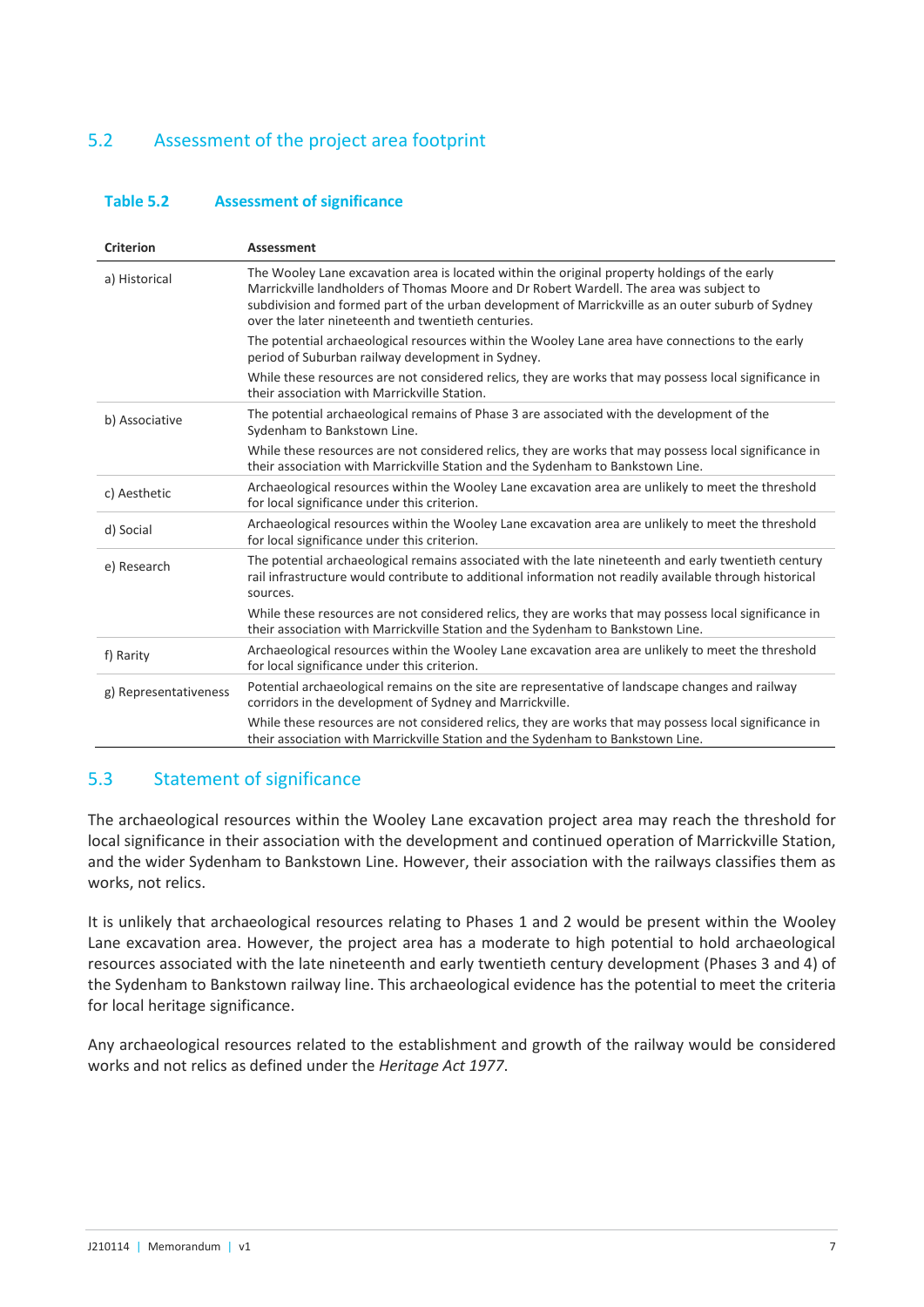## 5.2 Assessment of the project area footprint

**Table 5.2 Assessment of significance**

| Criterion | Assessment |
|---|---|
| a) Historical | The Wooley Lane excavation area is located within the original property holdings of the early Marrickville landholders of Thomas Moore and Dr Robert Wardell. The area was subject to subdivision and formed part of the urban development of Marrickville as an outer suburb of Sydney over the later nineteenth and twentieth centuries.<br><br>The potential archaeological resources within the Wooley Lane area have connections to the early period of Suburban railway development in Sydney.<br><br>While these resources are not considered relics, they are works that may possess local significance in their association with Marrickville Station. |
| b) Associative | The potential archaeological remains of Phase 3 are associated with the development of the Sydenham to Bankstown Line.<br><br>While these resources are not considered relics, they are works that may possess local significance in their association with Marrickville Station and the Sydenham to Bankstown Line. |
| c) Aesthetic | Archaeological resources within the Wooley Lane excavation area are unlikely to meet the threshold for local significance under this criterion. |
| d) Social | Archaeological resources within the Wooley Lane excavation area are unlikely to meet the threshold for local significance under this criterion. |
| e) Research | The potential archaeological remains associated with the late nineteenth and early twentieth century rail infrastructure would contribute to additional information not readily available through historical sources.<br><br>While these resources are not considered relics, they are works that may possess local significance in their association with Marrickville Station and the Sydenham to Bankstown Line. |
| f) Rarity | Archaeological resources within the Wooley Lane excavation area are unlikely to meet the threshold for local significance under this criterion. |
| g) Representativeness | Potential archaeological remains on the site are representative of landscape changes and railway corridors in the development of Sydney and Marrickville.<br><br>While these resources are not considered relics, they are works that may possess local significance in their association with Marrickville Station and the Sydenham to Bankstown Line. |

## 5.3 Statement of significance

The archaeological resources within the Wooley Lane excavation project area may reach the threshold for local significance in their association with the development and continued operation of Marrickville Station, and the wider Sydenham to Bankstown Line. However, their association with the railways classifies them as works, not relics.

It is unlikely that archaeological resources relating to Phases 1 and 2 would be present within the Wooley Lane excavation area. However, the project area has a moderate to high potential to hold archaeological resources associated with the late nineteenth and early twentieth century development (Phases 3 and 4) of the Sydenham to Bankstown railway line. This archaeological evidence has the potential to meet the criteria for local heritage significance.

Any archaeological resources related to the establishment and growth of the railway would be considered works and not relics as defined under the *Heritage Act 1977*.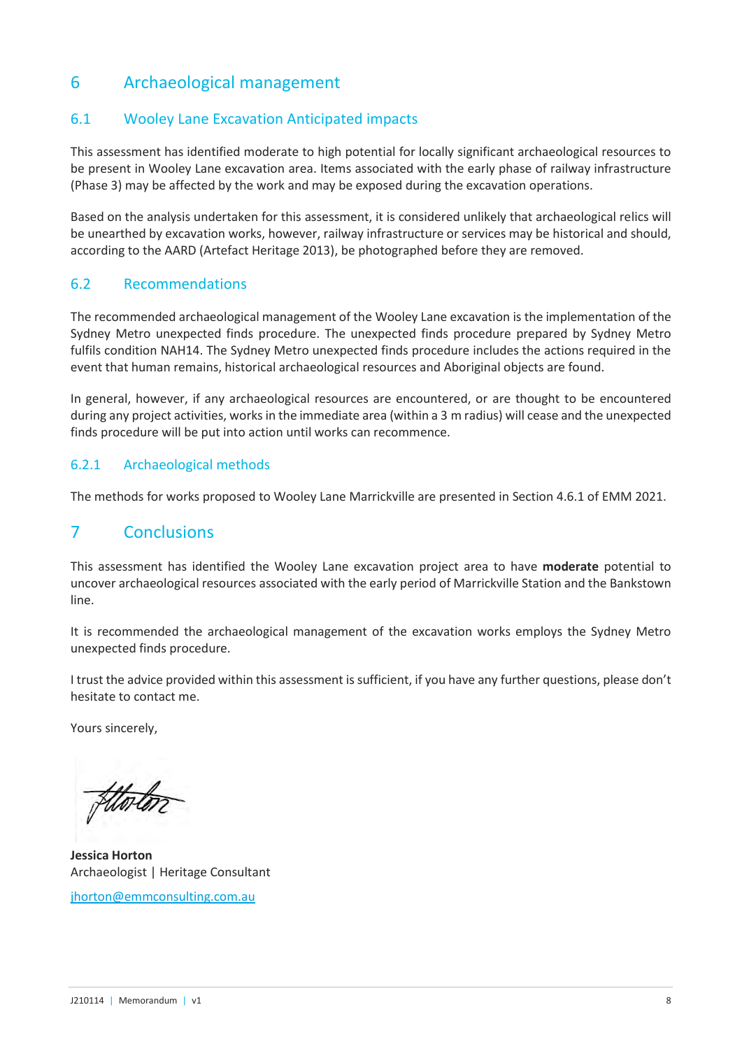# 6 Archaeological management

## 6.1 Wooley Lane Excavation Anticipated impacts

This assessment has identified moderate to high potential for locally significant archaeological resources to be present in Wooley Lane excavation area. Items associated with the early phase of railway infrastructure (Phase 3) may be affected by the work and may be exposed during the excavation operations.

Based on the analysis undertaken for this assessment, it is considered unlikely that archaeological relics will be unearthed by excavation works, however, railway infrastructure or services may be historical and should, according to the AARD (Artefact Heritage 2013), be photographed before they are removed.

## 6.2 Recommendations

The recommended archaeological management of the Wooley Lane excavation is the implementation of the Sydney Metro unexpected finds procedure. The unexpected finds procedure prepared by Sydney Metro fulfils condition NAH14. The Sydney Metro unexpected finds procedure includes the actions required in the event that human remains, historical archaeological resources and Aboriginal objects are found.

In general, however, if any archaeological resources are encountered, or are thought to be encountered during any project activities, works in the immediate area (within a 3 m radius) will cease and the unexpected finds procedure will be put into action until works can recommence.

### 6.2.1 Archaeological methods

The methods for works proposed to Wooley Lane Marrickville are presented in Section 4.6.1 of EMM 2021.

# 7 Conclusions

This assessment has identified the Wooley Lane excavation project area to have **moderate** potential to uncover archaeological resources associated with the early period of Marrickville Station and the Bankstown line.

It is recommended the archaeological management of the excavation works employs the Sydney Metro unexpected finds procedure.

I trust the advice provided within this assessment is sufficient, if you have any further questions, please don't hesitate to contact me.

Yours sincerely,

**Jessica Horton**
Archaeologist | Heritage Consultant
jhorton@emmconsulting.com.au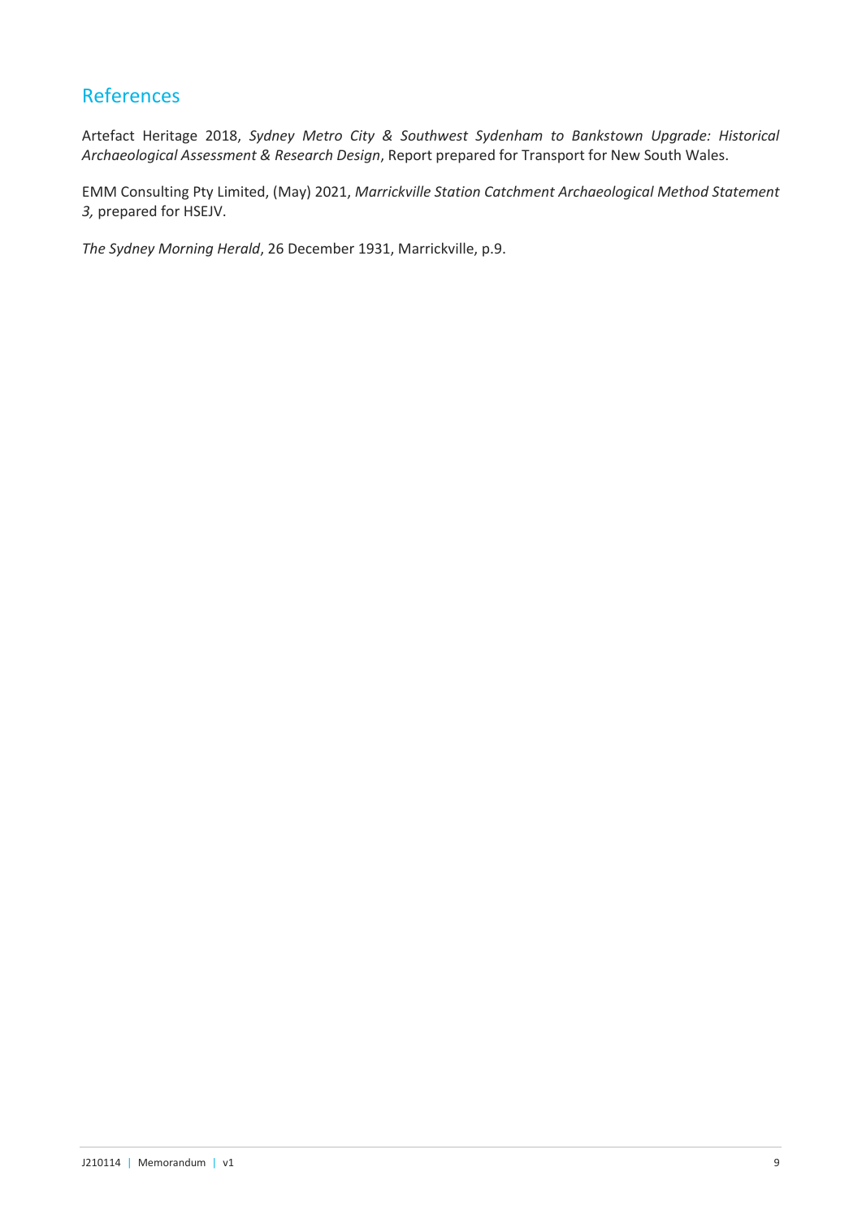## References

Artefact Heritage 2018, *Sydney Metro City & Southwest Sydenham to Bankstown Upgrade: Historical Archaeological Assessment & Research Design*, Report prepared for Transport for New South Wales.

EMM Consulting Pty Limited, (May) 2021, *Marrickville Station Catchment Archaeological Method Statement 3,* prepared for HSEJV.

*The Sydney Morning Herald*, 26 December 1931, Marrickville, p.9.